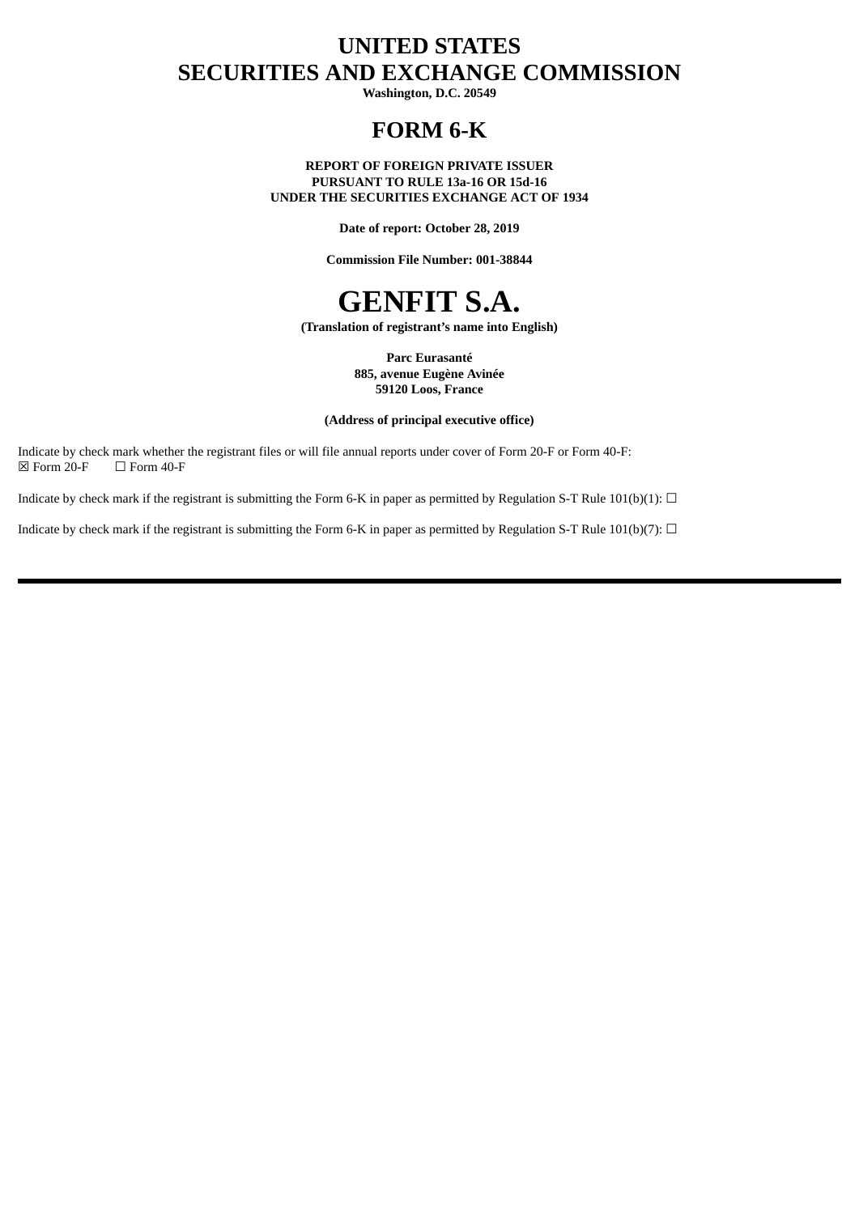# UNITED STATES
# SECURITIES AND EXCHANGE COMMISSION

**Washington, D.C. 20549**

# FORM 6-K

**REPORT OF FOREIGN PRIVATE ISSUER**
**PURSUANT TO RULE 13a-16 OR 15d-16**
**UNDER THE SECURITIES EXCHANGE ACT OF 1934**

**Date of report: October 28, 2019**

**Commission File Number: 001-38844**

# GENFIT S.A.

**(Translation of registrant's name into English)**

**Parc Eurasanté**
**885, avenue Eugène Avinée**
**59120 Loos, France**

**(Address of principal executive office)**

Indicate by check mark whether the registrant files or will file annual reports under cover of Form 20-F or Form 40-F:
☒ Form 20-F ☐ Form 40-F

Indicate by check mark if the registrant is submitting the Form 6-K in paper as permitted by Regulation S-T Rule 101(b)(1): ☐

Indicate by check mark if the registrant is submitting the Form 6-K in paper as permitted by Regulation S-T Rule 101(b)(7): ☐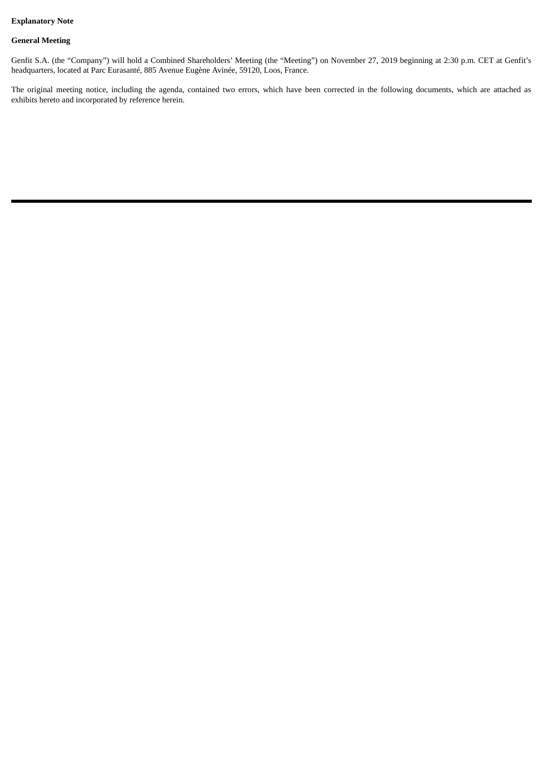**Explanatory Note**

**General Meeting**

Genfit S.A. (the "Company") will hold a Combined Shareholders' Meeting (the "Meeting") on November 27, 2019 beginning at 2:30 p.m. CET at Genfit's headquarters, located at Parc Eurasanté, 885 Avenue Eugène Avinée, 59120, Loos, France.

The original meeting notice, including the agenda, contained two errors, which have been corrected in the following documents, which are attached as exhibits hereto and incorporated by reference herein.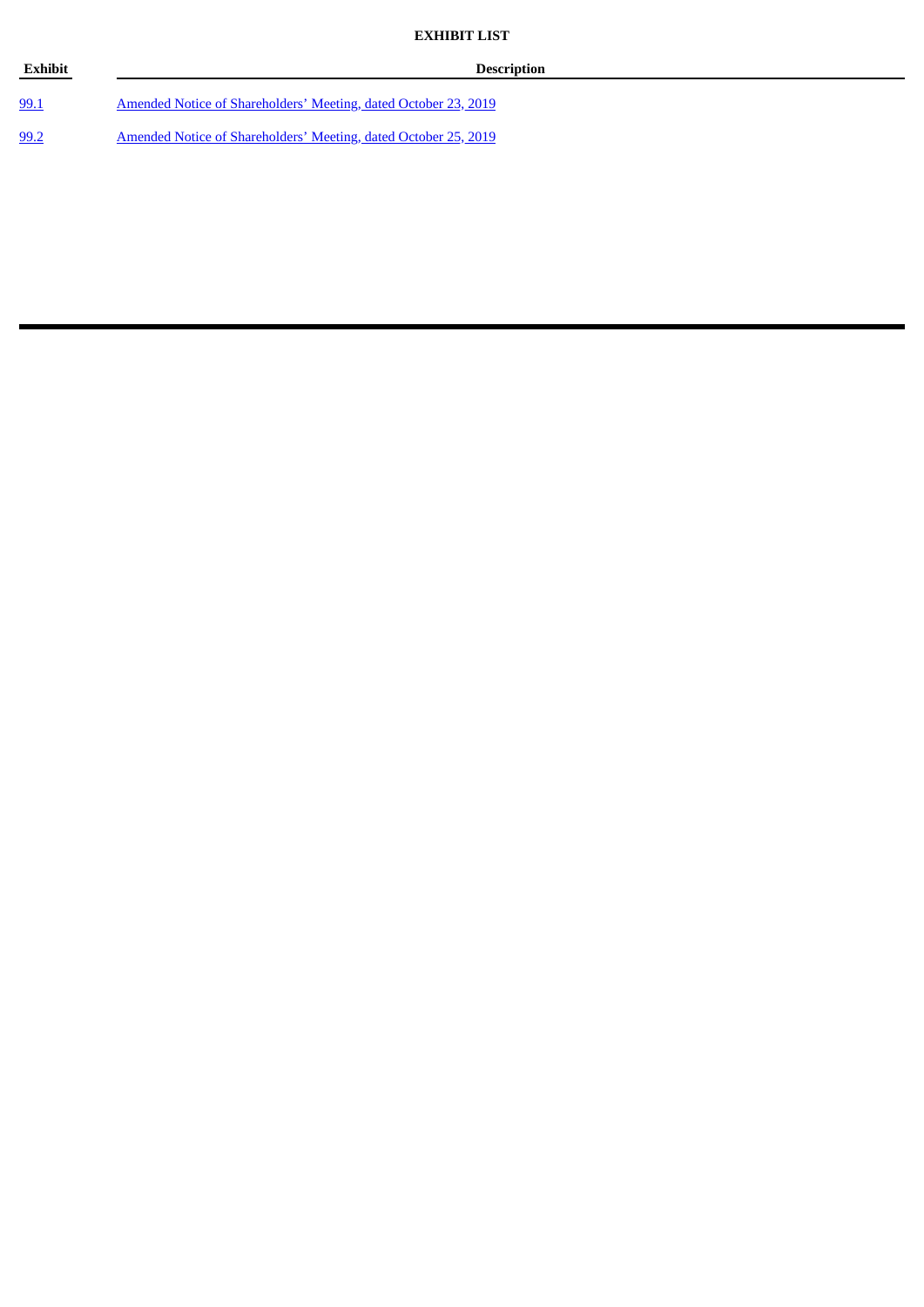**EXHIBIT LIST**

| Exhibit | Description |
|---|---|
| 99.1 | Amended Notice of Shareholders' Meeting, dated October 23, 2019 |
| 99.2 | Amended Notice of Shareholders' Meeting, dated October 25, 2019 |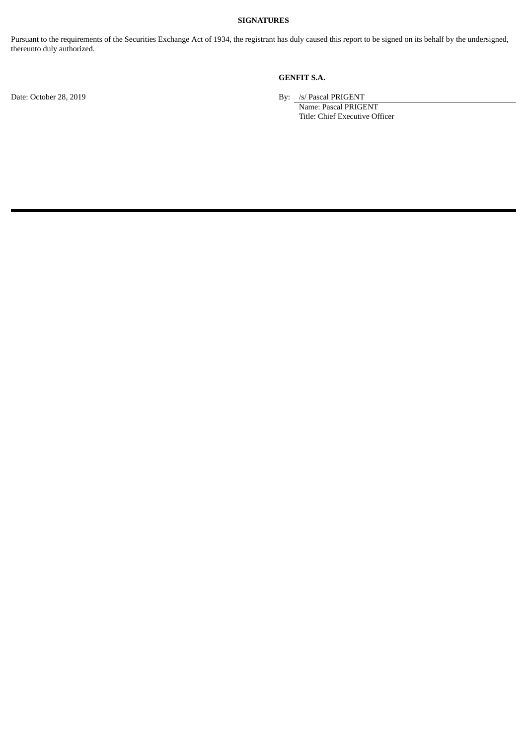**SIGNATURES**

Pursuant to the requirements of the Securities Exchange Act of 1934, the registrant has duly caused this report to be signed on its behalf by the undersigned, thereunto duly authorized.

**GENFIT S.A.**

Date: October 28, 2019

By: /s/ Pascal PRIGENT
Name: Pascal PRIGENT
Title: Chief Executive Officer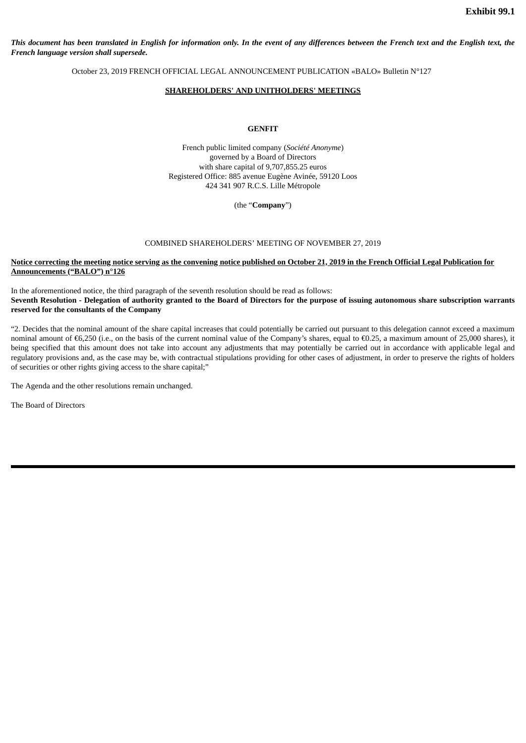**Exhibit 99.1**

***This document has been translated in English for information only. In the event of any differences between the French text and the English text, the French language version shall supersede.***

October 23, 2019 FRENCH OFFICIAL LEGAL ANNOUNCEMENT PUBLICATION «BALO» Bulletin N°127

**SHAREHOLDERS' AND UNITHOLDERS' MEETINGS**

**GENFIT**

French public limited company (*Société Anonyme*)
governed by a Board of Directors
with share capital of 9,707,855.25 euros
Registered Office: 885 avenue Eugène Avinée, 59120 Loos
424 341 907 R.C.S. Lille Métropole

(the "**Company**")

COMBINED SHAREHOLDERS' MEETING OF NOVEMBER 27, 2019

**Notice correcting the meeting notice serving as the convening notice published on October 21, 2019 in the French Official Legal Publication for Announcements ("BALO") n°126**

In the aforementioned notice, the third paragraph of the seventh resolution should be read as follows:

**Seventh Resolution - Delegation of authority granted to the Board of Directors for the purpose of issuing autonomous share subscription warrants reserved for the consultants of the Company**

"2. Decides that the nominal amount of the share capital increases that could potentially be carried out pursuant to this delegation cannot exceed a maximum nominal amount of €6,250 (i.e., on the basis of the current nominal value of the Company's shares, equal to €0.25, a maximum amount of 25,000 shares), it being specified that this amount does not take into account any adjustments that may potentially be carried out in accordance with applicable legal and regulatory provisions and, as the case may be, with contractual stipulations providing for other cases of adjustment, in order to preserve the rights of holders of securities or other rights giving access to the share capital;"

The Agenda and the other resolutions remain unchanged.

The Board of Directors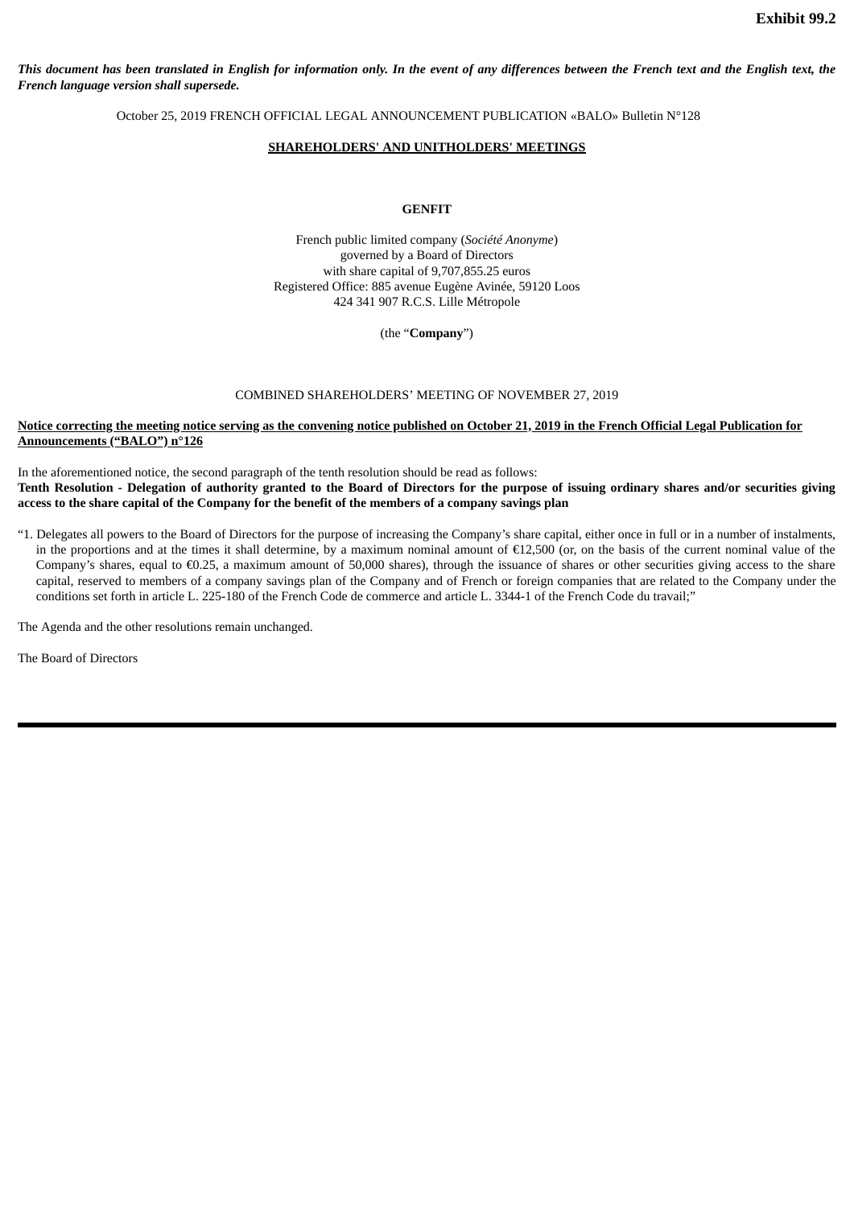**Exhibit 99.2**

***This document has been translated in English for information only. In the event of any differences between the French text and the English text, the French language version shall supersede.***

October 25, 2019 FRENCH OFFICIAL LEGAL ANNOUNCEMENT PUBLICATION «BALO» Bulletin N°128

**SHAREHOLDERS' AND UNITHOLDERS' MEETINGS**

**GENFIT**

French public limited company (*Société Anonyme*)
governed by a Board of Directors
with share capital of 9,707,855.25 euros
Registered Office: 885 avenue Eugène Avinée, 59120 Loos
424 341 907 R.C.S. Lille Métropole

(the "**Company**")

COMBINED SHAREHOLDERS' MEETING OF NOVEMBER 27, 2019

**Notice correcting the meeting notice serving as the convening notice published on October 21, 2019 in the French Official Legal Publication for Announcements ("BALO") n°126**

In the aforementioned notice, the second paragraph of the tenth resolution should be read as follows:

**Tenth Resolution - Delegation of authority granted to the Board of Directors for the purpose of issuing ordinary shares and/or securities giving access to the share capital of the Company for the benefit of the members of a company savings plan**

"1. Delegates all powers to the Board of Directors for the purpose of increasing the Company's share capital, either once in full or in a number of instalments, in the proportions and at the times it shall determine, by a maximum nominal amount of €12,500 (or, on the basis of the current nominal value of the Company's shares, equal to €0.25, a maximum amount of 50,000 shares), through the issuance of shares or other securities giving access to the share capital, reserved to members of a company savings plan of the Company and of French or foreign companies that are related to the Company under the conditions set forth in article L. 225-180 of the French Code de commerce and article L. 3344-1 of the French Code du travail;"

The Agenda and the other resolutions remain unchanged.

The Board of Directors